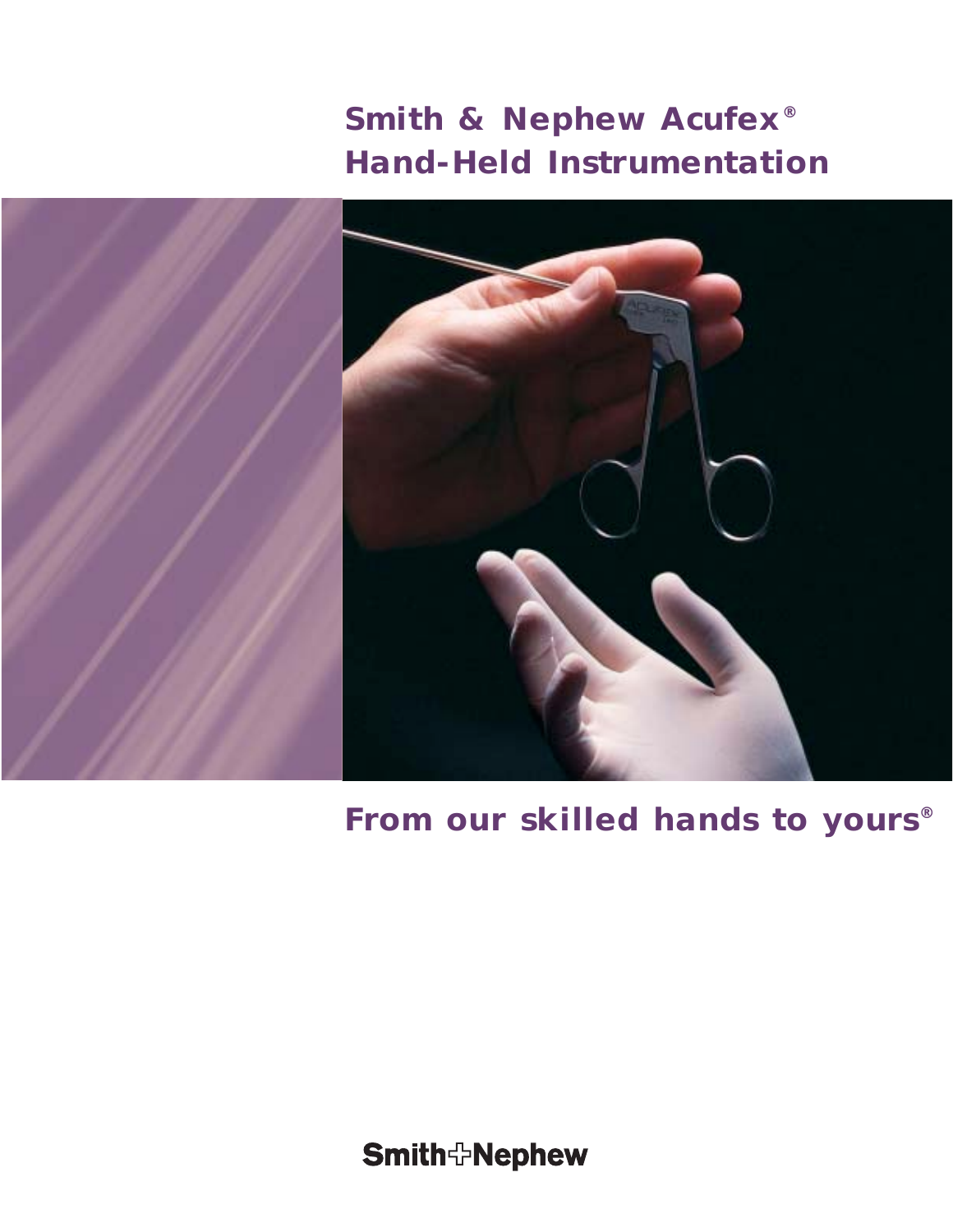# Smith & Nephew Acufex® Hand-Held Instrumentation

## From our skilled hands to yours®

Smith&Nephew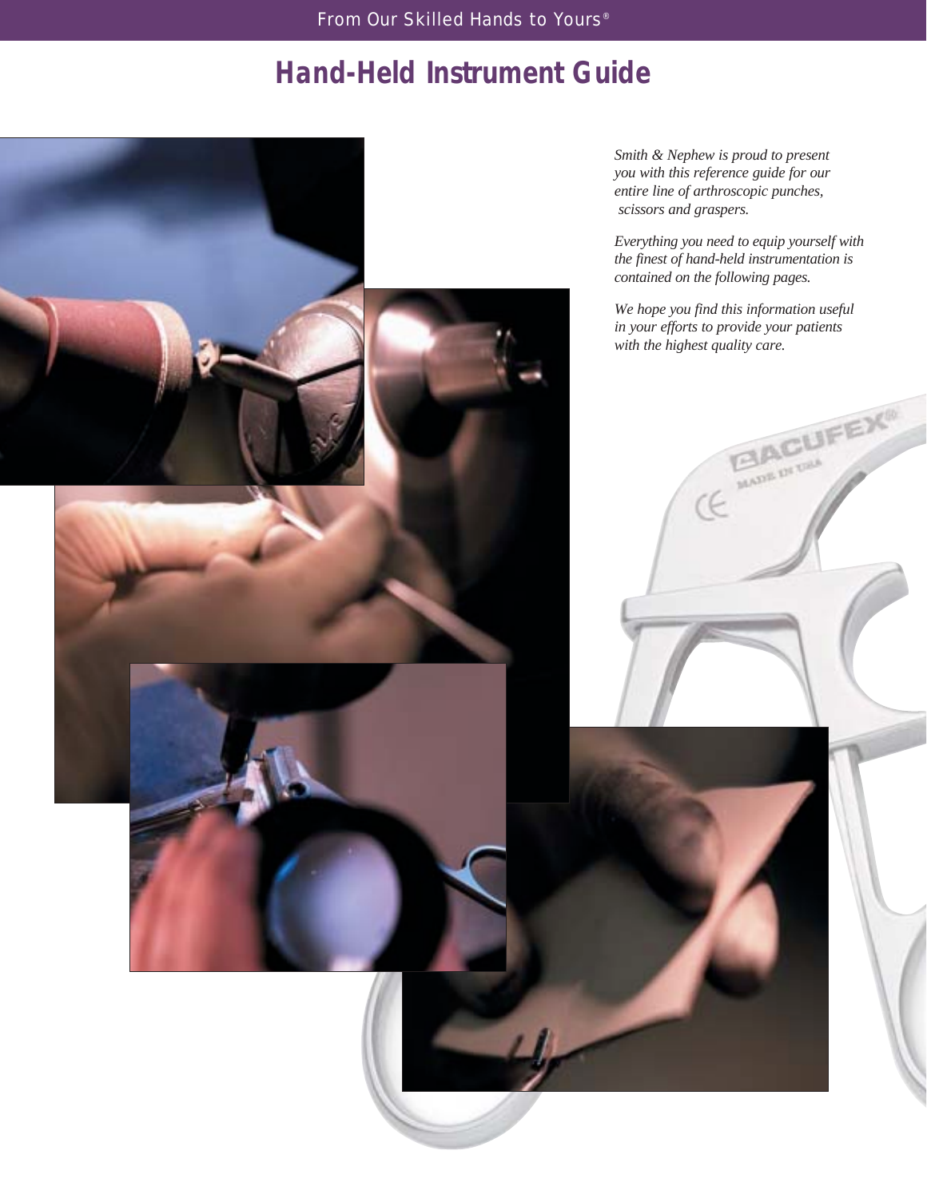From Our Skilled Hands to Yours®

# Hand-Held Instrument Guide

*Smith & Nephew is proud to present you with this reference guide for our entire line of arthroscopic punches, scissors and graspers.*

*Everything you need to equip yourself with the finest of hand-held instrumentation is contained on the following pages.*

*We hope you find this information useful in your efforts to provide your patients with the highest quality care.*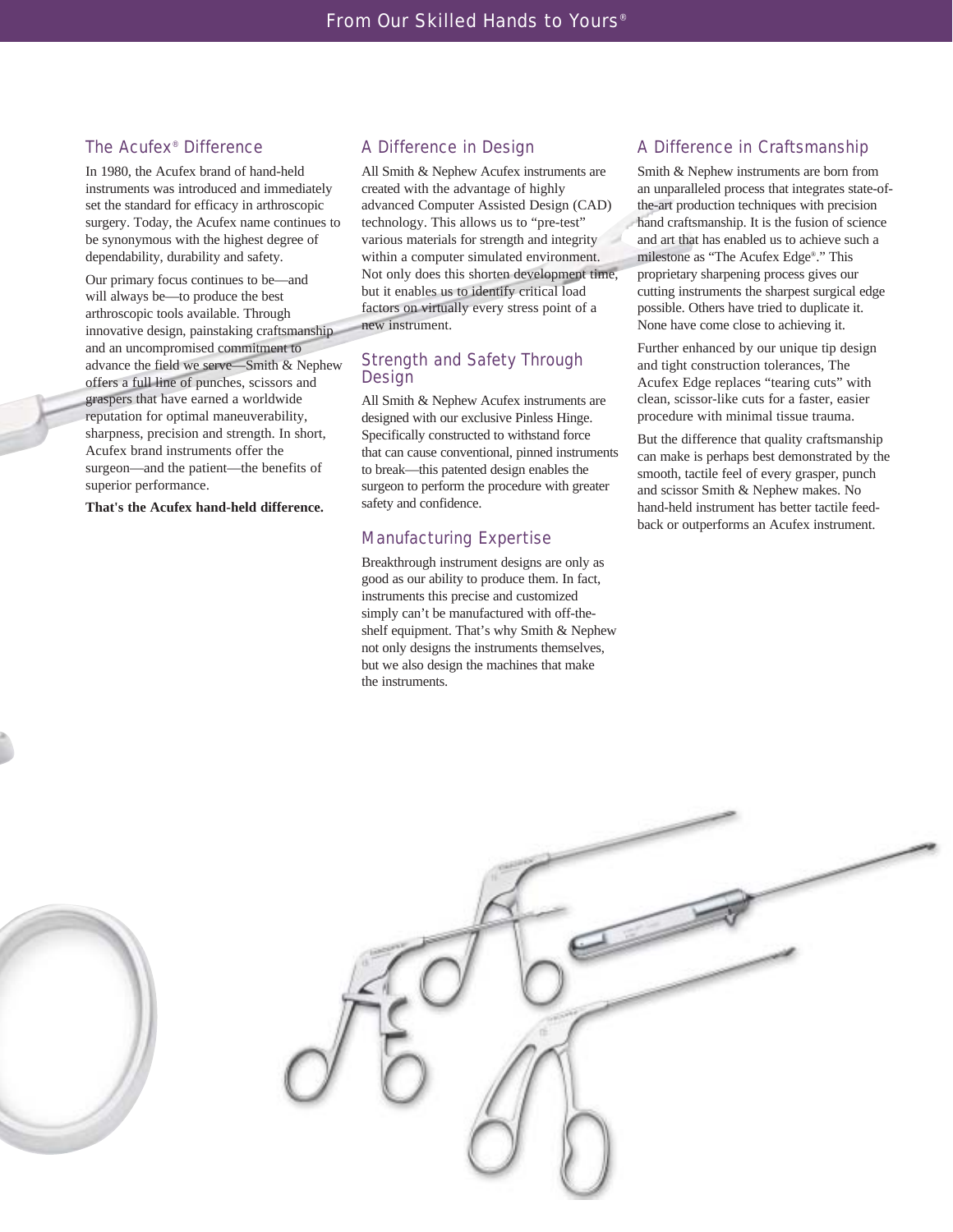## The Acufex® Difference

In 1980, the Acufex brand of hand-held instruments was introduced and immediately set the standard for efficacy in arthroscopic surgery. Today, the Acufex name continues to be synonymous with the highest degree of dependability, durability and safety.

Our primary focus continues to be—and will always be—to produce the best arthroscopic tools available. Through innovative design, painstaking craftsmanship and an uncompromised commitment to advance the field we serve—Smith & Nephew offers a full line of punches, scissors and graspers that have earned a worldwide reputation for optimal maneuverability, sharpness, precision and strength. In short, Acufex brand instruments offer the surgeon—and the patient—the benefits of superior performance.

**That's the Acufex hand-held difference.**

## A Difference in Design

All Smith & Nephew Acufex instruments are created with the advantage of highly advanced Computer Assisted Design (CAD) technology. This allows us to "pre-test" various materials for strength and integrity within a computer simulated environment. Not only does this shorten development time, but it enables us to identify critical load factors on virtually every stress point of a new instrument.

## Strength and Safety Through Design

All Smith & Nephew Acufex instruments are designed with our exclusive Pinless Hinge. Specifically constructed to withstand force that can cause conventional, pinned instruments to break—this patented design enables the surgeon to perform the procedure with greater safety and confidence.

## Manufacturing Expertise

Breakthrough instrument designs are only as good as our ability to produce them. In fact, instruments this precise and customized simply can't be manufactured with off-the-shelf equipment. That's why Smith & Nephew not only designs the instruments themselves, but we also design the machines that make the instruments.

## A Difference in Craftsmanship

Smith & Nephew instruments are born from an unparalleled process that integrates state-of-the-art production techniques with precision hand craftsmanship. It is the fusion of science and art that has enabled us to achieve such a milestone as "The Acufex Edge®." This proprietary sharpening process gives our cutting instruments the sharpest surgical edge possible. Others have tried to duplicate it. None have come close to achieving it.

Further enhanced by our unique tip design and tight construction tolerances, The Acufex Edge replaces "tearing cuts" with clean, scissor-like cuts for a faster, easier procedure with minimal tissue trauma.

But the difference that quality craftsmanship can make is perhaps best demonstrated by the smooth, tactile feel of every grasper, punch and scissor Smith & Nephew makes. No hand-held instrument has better tactile feed-back or outperforms an Acufex instrument.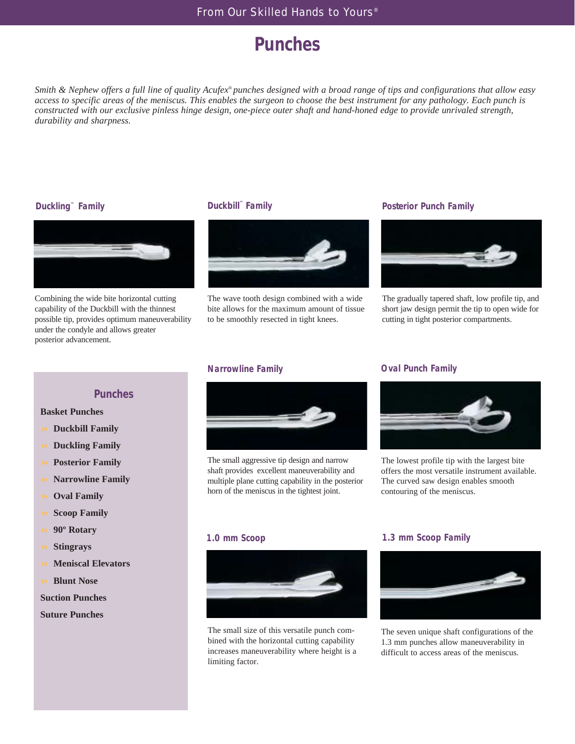# Punches

*Smith & Nephew offers a full line of quality Acufex® punches designed with a broad range of tips and configurations that allow easy access to specific areas of the meniscus. This enables the surgeon to choose the best instrument for any pathology. Each punch is constructed with our exclusive pinless hinge design, one-piece outer shaft and hand-honed edge to provide unrivaled strength, durability and sharpness.*

### Duckling™ Family

Combining the wide bite horizontal cutting capability of the Duckbill with the thinnest possible tip, provides optimum maneuverability under the condyle and allows greater posterior advancement.

### Duckbill™ Family

The wave tooth design combined with a wide bite allows for the maximum amount of tissue to be smoothly resected in tight knees.

### Posterior Punch Family

The gradually tapered shaft, low profile tip, and short jaw design permit the tip to open wide for cutting in tight posterior compartments.

### Punches

**Basket Punches**

- **Duckbill Family**
- **Duckling Family**
- **Posterior Family**
- **Narrowline Family**
- **Oval Family**
- **Scoop Family**
- **90º Rotary**
- **Stingrays**
- **Meniscal Elevators**
- **Blunt Nose**

**Suction Punches**

**Suture Punches**

### Narrowline Family

The small aggressive tip design and narrow shaft provides excellent maneuverability and multiple plane cutting capability in the posterior horn of the meniscus in the tightest joint.

### Oval Punch Family

The lowest profile tip with the largest bite offers the most versatile instrument available. The curved saw design enables smooth contouring of the meniscus.

### 1.0 mm Scoop

The small size of this versatile punch combined with the horizontal cutting capability increases maneuverability where height is a limiting factor.

### 1.3 mm Scoop Family

The seven unique shaft configurations of the 1.3 mm punches allow maneuverability in difficult to access areas of the meniscus.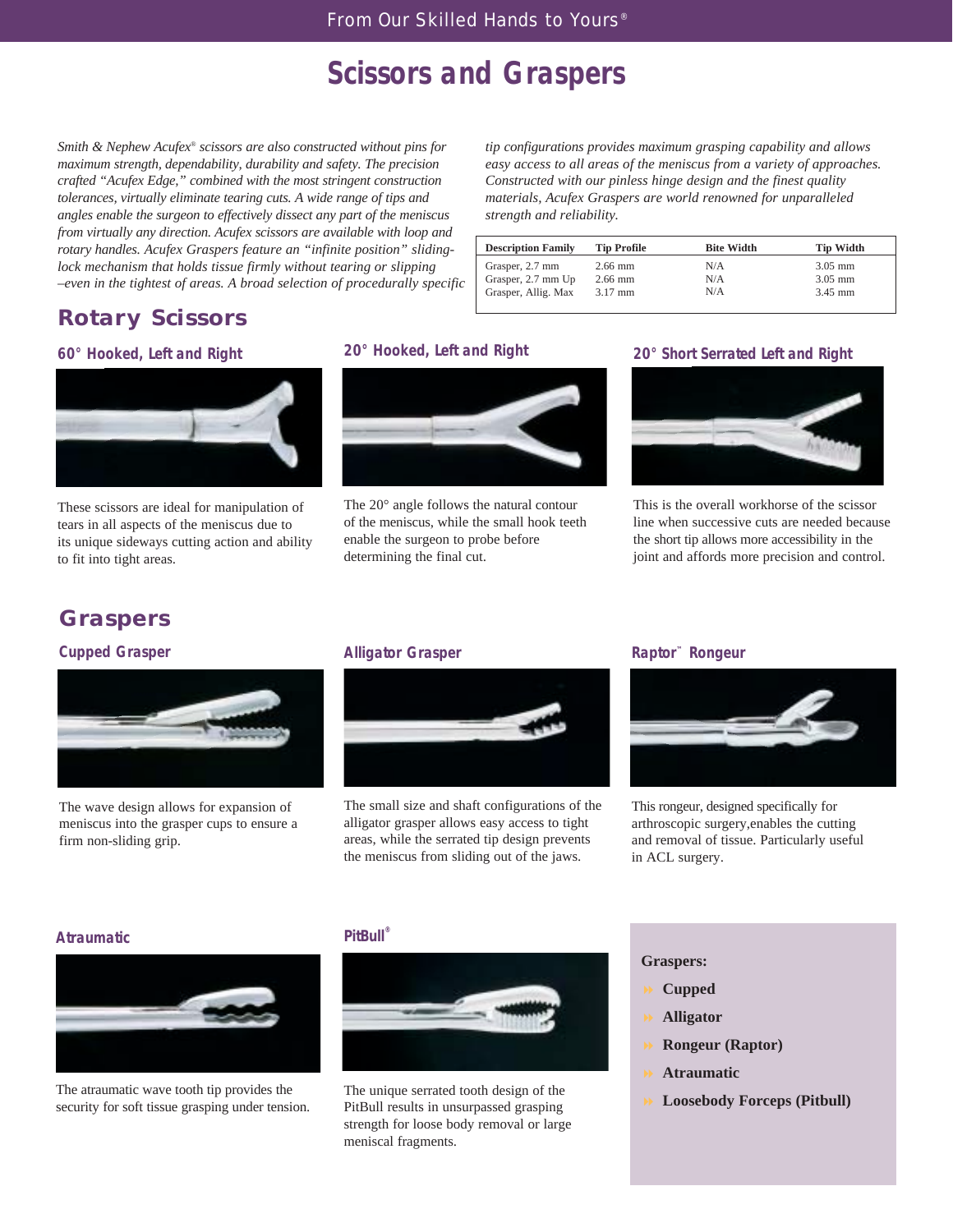# Scissors and Graspers

*Smith & Nephew Acufex® scissors are also constructed without pins for maximum strength, dependability, durability and safety. The precision crafted "Acufex Edge," combined with the most stringent construction tolerances, virtually eliminate tearing cuts. A wide range of tips and angles enable the surgeon to effectively dissect any part of the meniscus from virtually any direction. Acufex scissors are available with loop and rotary handles. Acufex Graspers feature an "infinite position" sliding-lock mechanism that holds tissue firmly without tearing or slipping –even in the tightest of areas. A broad selection of procedurally specific tip configurations provides maximum grasping capability and allows easy access to all areas of the meniscus from a variety of approaches. Constructed with our pinless hinge design and the finest quality materials, Acufex Graspers are world renowned for unparalleled strength and reliability.*

| Description Family | Tip Profile | Bite Width | Tip Width |
|---|---|---|---|
| Grasper, 2.7 mm | 2.66 mm | N/A | 3.05 mm |
| Grasper, 2.7 mm Up | 2.66 mm | N/A | 3.05 mm |
| Grasper, Allig. Max | 3.17 mm | N/A | 3.45 mm |

## Rotary Scissors

### 60° Hooked, Left and Right

These scissors are ideal for manipulation of tears in all aspects of the meniscus due to its unique sideways cutting action and ability to fit into tight areas.

### 20° Hooked, Left and Right

The 20° angle follows the natural contour of the meniscus, while the small hook teeth enable the surgeon to probe before determining the final cut.

### 20° Short Serrated Left and Right

This is the overall workhorse of the scissor line when successive cuts are needed because the short tip allows more accessibility in the joint and affords more precision and control.

## Graspers

### Cupped Grasper

The wave design allows for expansion of meniscus into the grasper cups to ensure a firm non-sliding grip.

### Alligator Grasper

The small size and shaft configurations of the alligator grasper allows easy access to tight areas, while the serrated tip design prevents the meniscus from sliding out of the jaws.

### Raptor™ Rongeur

This rongeur, designed specifically for arthroscopic surgery,enables the cutting and removal of tissue. Particularly useful in ACL surgery.

### Atraumatic

The atraumatic wave tooth tip provides the security for soft tissue grasping under tension.

### PitBull®

The unique serrated tooth design of the PitBull results in unsurpassed grasping strength for loose body removal or large meniscal fragments.

**Graspers:**

- **Cupped**
- **Alligator**
- **Rongeur (Raptor)**
- **Atraumatic**
- **Loosebody Forceps (Pitbull)**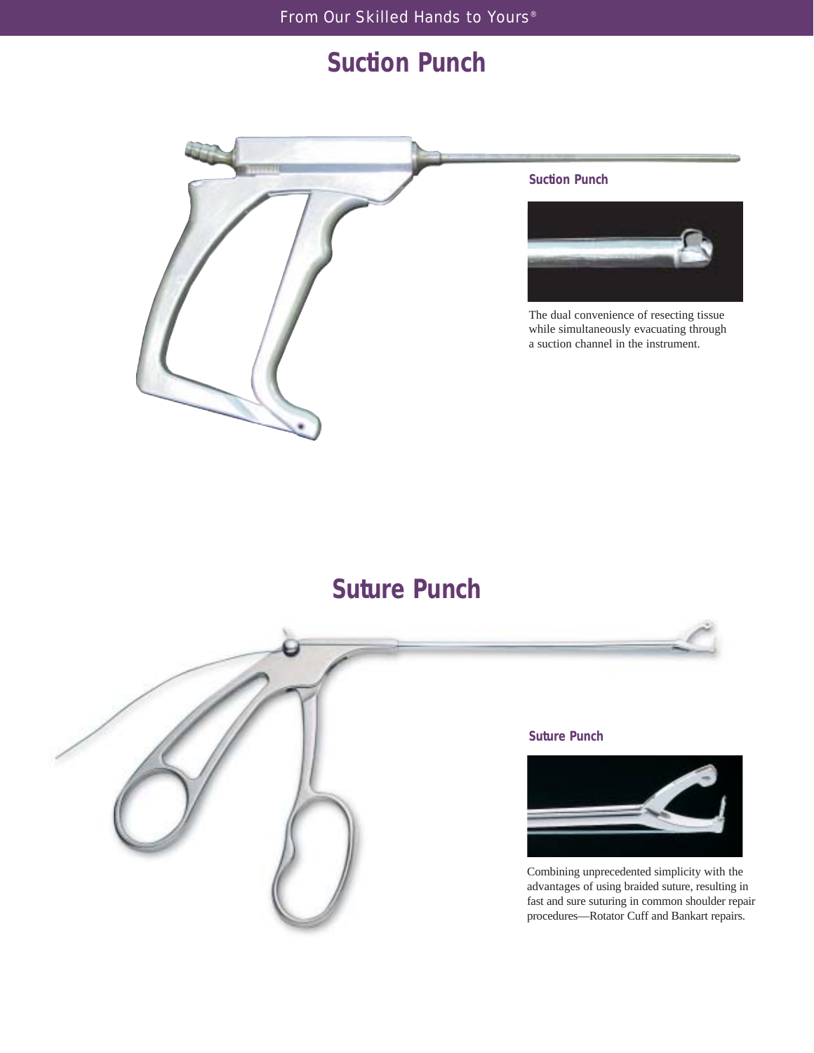# Suction Punch

### Suction Punch

The dual convenience of resecting tissue while simultaneously evacuating through a suction channel in the instrument.

# Suture Punch

### Suture Punch

Combining unprecedented simplicity with the advantages of using braided suture, resulting in fast and sure suturing in common shoulder repair procedures—Rotator Cuff and Bankart repairs.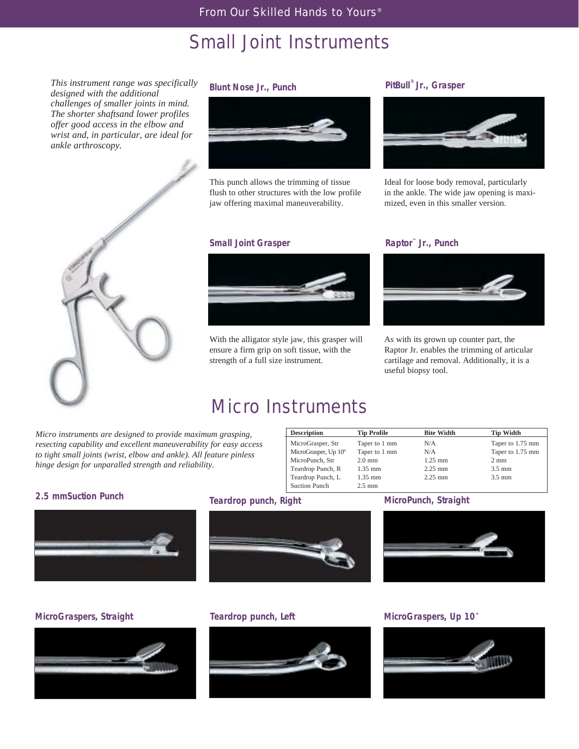# Small Joint Instruments

*This instrument range was specifically designed with the additional challenges of smaller joints in mind. The shorter shaftsand lower profiles offer good access in the elbow and wrist and, in particular, are ideal for ankle arthroscopy.*

### Blunt Nose Jr., Punch

This punch allows the trimming of tissue flush to other structures with the low profile jaw offering maximal maneuverability.

### PitBull® Jr., Grasper

Ideal for loose body removal, particularly in the ankle. The wide jaw opening is maximized, even in this smaller version.

### Small Joint Grasper

With the alligator style jaw, this grasper will ensure a firm grip on soft tissue, with the strength of a full size instrument.

### Raptor™ Jr., Punch

As with its grown up counter part, the Raptor Jr. enables the trimming of articular cartilage and removal. Additionally, it is a useful biopsy tool.

# Micro Instruments

*Micro instruments are designed to provide maximum grasping, resecting capability and excellent maneuverability for easy access to tight small joints (wrist, elbow and ankle). All feature pinless hinge design for unparalled strength and reliability.*

| Description | Tip Profile | Bite Width | Tip Width |
|---|---|---|---|
| MicroGrasper, Str | Taper to 1 mm | N/A | Taper to 1.75 mm |
| MicroGrasper, Up 10º | Taper to 1 mm | N/A | Taper to 1.75 mm |
| MicroPunch, Str | 2.0 mm | 1.25 mm | 2 mm |
| Teardrop Punch, R | 1.35 mm | 2.25 mm | 3.5 mm |
| Teardrop Punch, L | 1.35 mm | 2.25 mm | 3.5 mm |
| Suction Punch | 2.5 mm | | |

### 2.5 mmSuction Punch

### Teardrop punch, Right

### MicroPunch, Straight

### MicroGraspers, Straight

### Teardrop punch, Left

### MicroGraspers, Up 10˚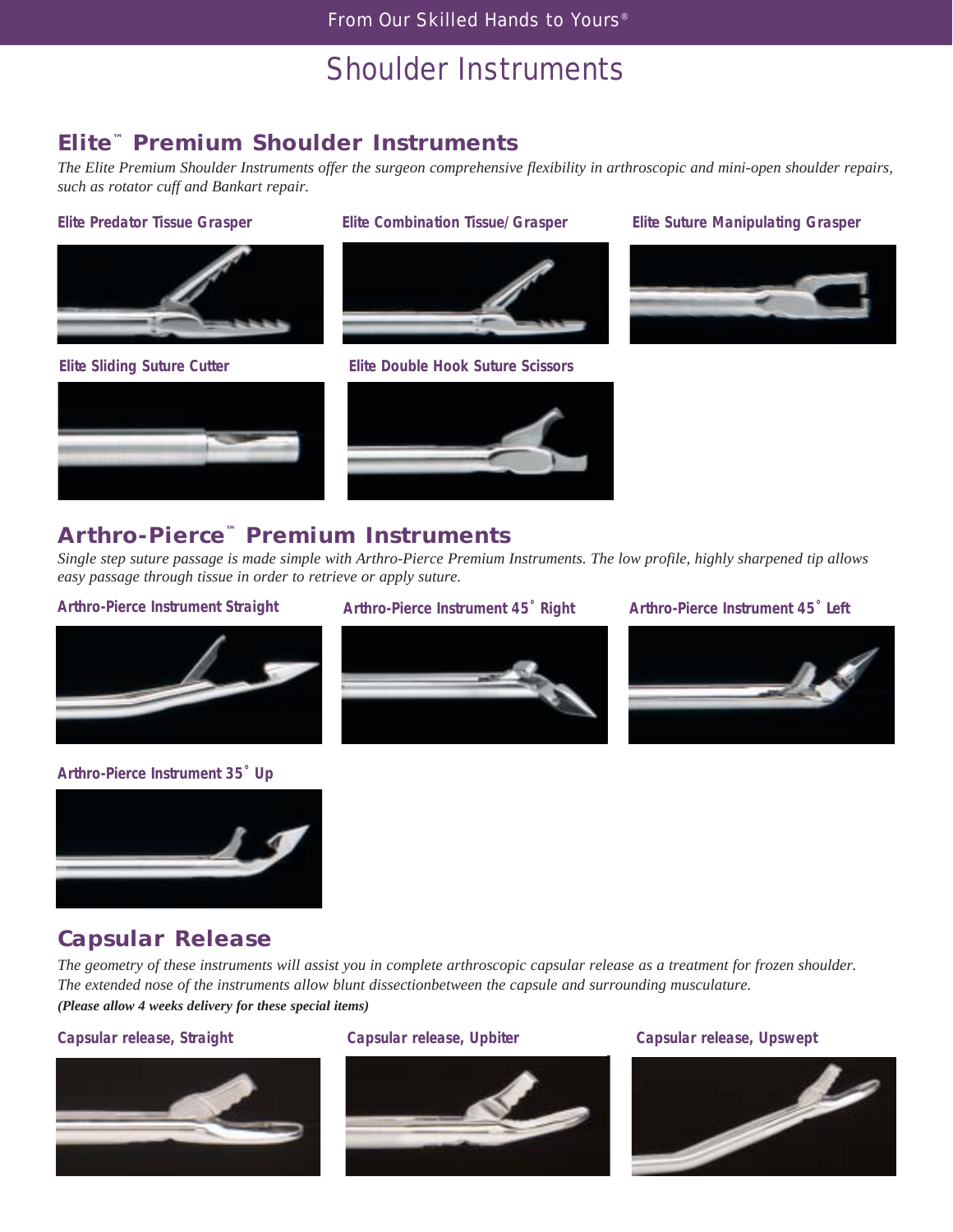# Shoulder Instruments

## Elite™ Premium Shoulder Instruments

*The Elite Premium Shoulder Instruments offer the surgeon comprehensive flexibility in arthroscopic and mini-open shoulder repairs, such as rotator cuff and Bankart repair.*

**Elite Predator Tissue Grasper**

**Elite Combination Tissue/Grasper**

**Elite Suture Manipulating Grasper**

**Elite Sliding Suture Cutter**

**Elite Double Hook Suture Scissors**

## Arthro-Pierce™ Premium Instruments

*Single step suture passage is made simple with Arthro-Pierce Premium Instruments. The low profile, highly sharpened tip allows easy passage through tissue in order to retrieve or apply suture.*

**Arthro-Pierce Instrument Straight**

**Arthro-Pierce Instrument 45˚ Right**

**Arthro-Pierce Instrument 45˚ Left**

**Arthro-Pierce Instrument 35˚ Up**

## Capsular Release

*The geometry of these instruments will assist you in complete arthroscopic capsular release as a treatment for frozen shoulder. The extended nose of the instruments allow blunt dissectionbetween the capsule and surrounding musculature.*

***(Please allow 4 weeks delivery for these special items)***

**Capsular release, Straight**

**Capsular release, Upbiter**

**Capsular release, Upswept**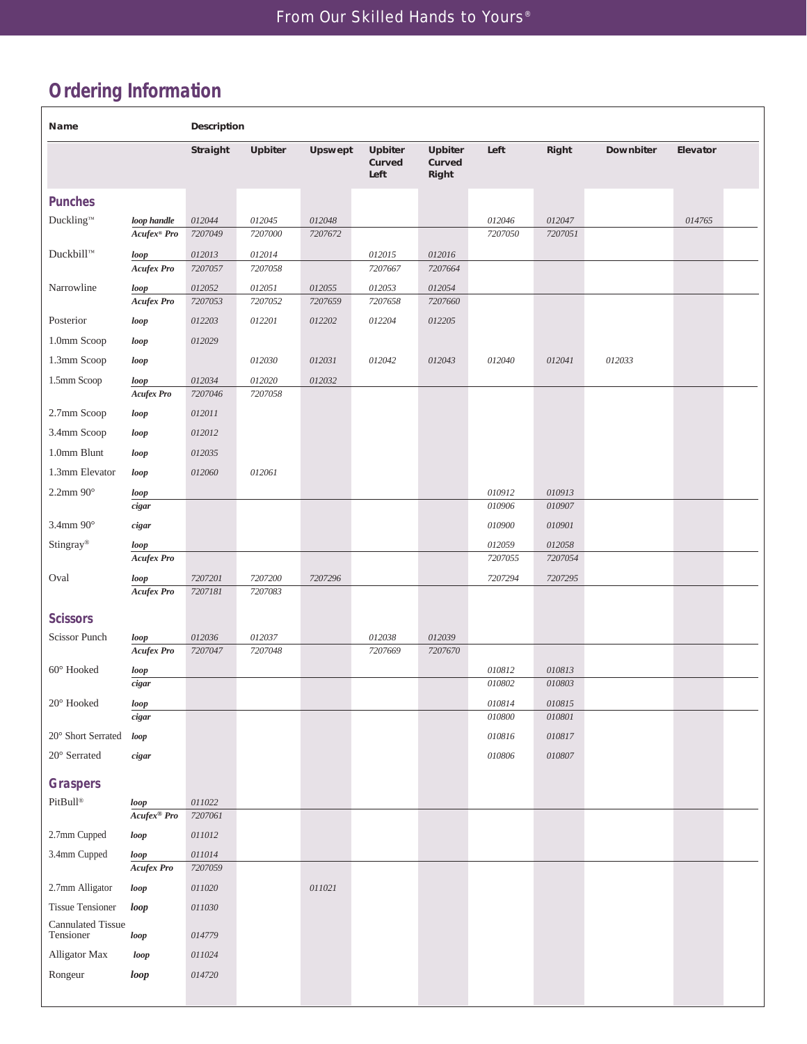## Ordering Information

| Name | | Straight | Upbiter | Upswept | Upbiter Curved Left | Upbiter Curved Right | Left | Right | Downbiter | Elevator |
|---|---|---|---|---|---|---|---|---|---|---|
| **Punches** | | | | | | | | | | |
| Duckling™ | *loop handle* | *012044* | *012045* | *012048* | | | *012046* | *012047* | | *014765* |
| | *Acufex® Pro* | *7207049* | *7207000* | *7207672* | | | *7207050* | *7207051* | | |
| Duckbill™ | *loop* | *012013* | *012014* | | *012015* | *012016* | | | | |
| | *Acufex Pro* | *7207057* | *7207058* | | *7207667* | *7207664* | | | | |
| Narrowline | *loop* | *012052* | *012051* | *012055* | *012053* | *012054* | | | | |
| | *Acufex Pro* | *7207053* | *7207052* | *7207659* | *7207658* | *7207660* | | | | |
| Posterior | *loop* | *012203* | *012201* | *012202* | *012204* | *012205* | | | | |
| 1.0mm Scoop | *loop* | *012029* | | | | | | | | |
| 1.3mm Scoop | *loop* | | *012030* | *012031* | *012042* | *012043* | *012040* | *012041* | *012033* | |
| 1.5mm Scoop | *loop* | *012034* | *012020* | *012032* | | | | | | |
| | *Acufex Pro* | *7207046* | *7207058* | | | | | | | |
| 2.7mm Scoop | *loop* | *012011* | | | | | | | | |
| 3.4mm Scoop | *loop* | *012012* | | | | | | | | |
| 1.0mm Blunt | *loop* | *012035* | | | | | | | | |
| 1.3mm Elevator | *loop* | *012060* | *012061* | | | | | | | |
| 2.2mm 90° | *loop* | | | | | | *010912* | *010913* | | |
| | *cigar* | | | | | | *010906* | *010907* | | |
| 3.4mm 90° | *cigar* | | | | | | *010900* | *010901* | | |
| Stingray® | *loop* | | | | | | *012059* | *012058* | | |
| | *Acufex Pro* | | | | | | *7207055* | *7207054* | | |
| Oval | *loop* | *7207201* | *7207200* | *7207296* | | | *7207294* | *7207295* | | |
| | *Acufex Pro* | *7207181* | *7207083* | | | | | | | |
| **Scissors** | | | | | | | | | | |
| Scissor Punch | *loop* | *012036* | *012037* | | *012038* | *012039* | | | | |
| | *Acufex Pro* | *7207047* | *7207048* | | *7207669* | *7207670* | | | | |
| 60° Hooked | *loop* | | | | | | *010812* | *010813* | | |
| | *cigar* | | | | | | *010802* | *010803* | | |
| 20° Hooked | *loop* | | | | | | *010814* | *010815* | | |
| | *cigar* | | | | | | *010800* | *010801* | | |
| 20° Short Serrated | *loop* | | | | | | *010816* | *010817* | | |
| 20° Serrated | *cigar* | | | | | | *010806* | *010807* | | |
| **Graspers** | | | | | | | | | | |
| PitBull® | *loop* | *011022* | | | | | | | | |
| | *Acufex® Pro* | *7207061* | | | | | | | | |
| 2.7mm Cupped | *loop* | *011012* | | | | | | | | |
| 3.4mm Cupped | *loop* | *011014* | | | | | | | | |
| | *Acufex Pro* | *7207059* | | | | | | | | |
| 2.7mm Alligator | *loop* | *011020* | | *011021* | | | | | | |
| Tissue Tensioner | *loop* | *011030* | | | | | | | | |
| Cannulated Tissue Tensioner | *loop* | *014779* | | | | | | | | |
| Alligator Max | *loop* | *011024* | | | | | | | | |
| Rongeur | *loop* | *014720* | | | | | | | | |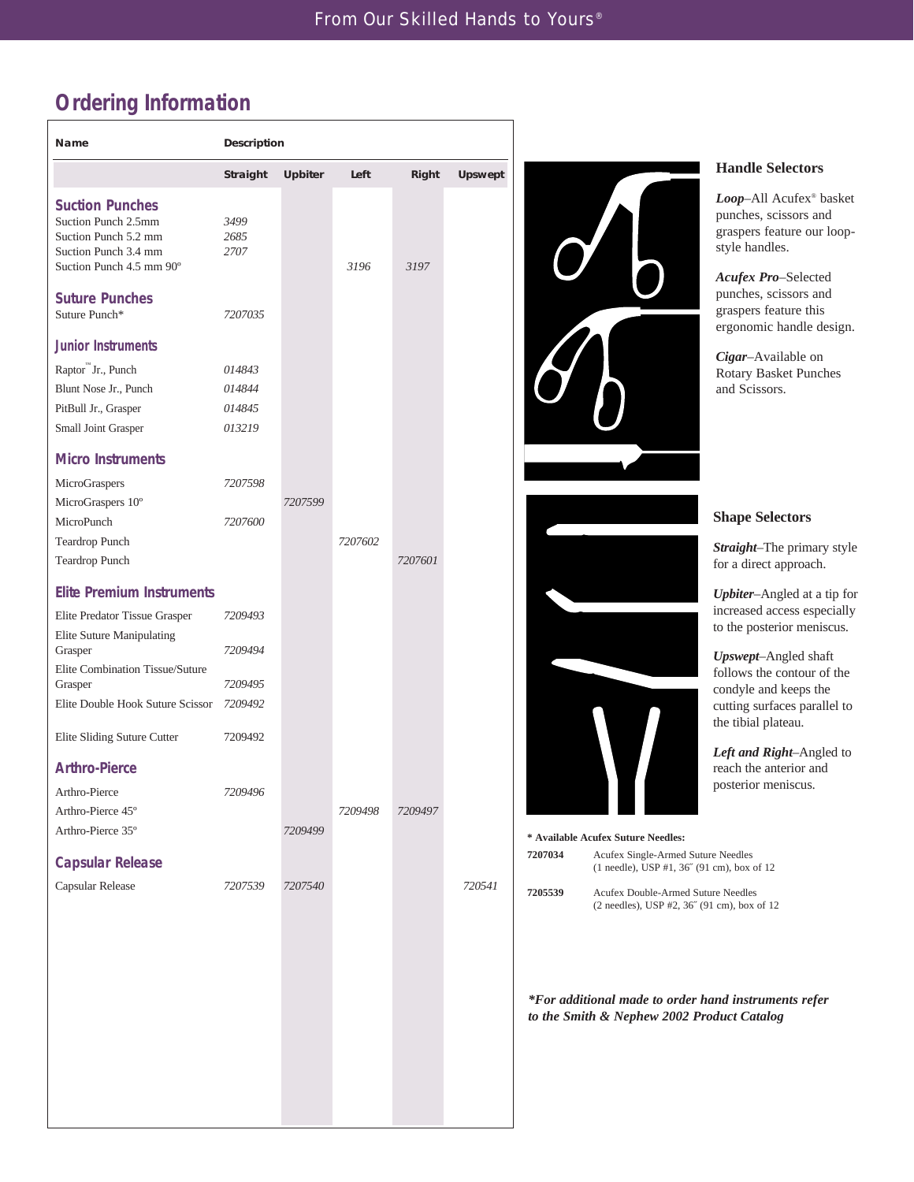## Ordering Information

| Name | Straight | Upbiter | Left | Right | Upswept |
|---|---|---|---|---|---|
| **Suction Punches** | | | | | |
| Suction Punch 2.5mm | *3499* | | | | |
| Suction Punch 5.2 mm | *2685* | | | | |
| Suction Punch 3.4 mm | *2707* | | | | |
| Suction Punch 4.5 mm 90º | | | *3196* | *3197* | |
| **Suture Punches** | | | | | |
| Suture Punch* | *7207035* | | | | |
| **Junior Instruments** | | | | | |
| Raptor™ Jr., Punch | *014843* | | | | |
| Blunt Nose Jr., Punch | *014844* | | | | |
| PitBull Jr., Grasper | *014845* | | | | |
| Small Joint Grasper | *013219* | | | | |
| **Micro Instruments** | | | | | |
| MicroGraspers | *7207598* | | | | |
| MicroGraspers 10º | | *7207599* | | | |
| MicroPunch | *7207600* | | | | |
| Teardrop Punch | | | *7207602* | | |
| Teardrop Punch | | | | *7207601* | |
| **Elite Premium Instruments** | | | | | |
| Elite Predator Tissue Grasper | *7209493* | | | | |
| Elite Suture Manipulating Grasper | *7209494* | | | | |
| Elite Combination Tissue/Suture Grasper | *7209495* | | | | |
| Elite Double Hook Suture Scissor | *7209492* | | | | |
| Elite Sliding Suture Cutter | 7209492 | | | | |
| **Arthro-Pierce** | | | | | |
| Arthro-Pierce | *7209496* | | | | |
| Arthro-Pierce 45º | | | *7209498* | *7209497* | |
| Arthro-Pierce 35º | | *7209499* | | | |
| **Capsular Release** | | | | | |
| Capsular Release | *7207539* | *7207540* | | | *720541* |

### Handle Selectors

***Loop***–All Acufex® basket punches, scissors and graspers feature our loop-style handles.

***Acufex Pro***–Selected punches, scissors and graspers feature this ergonomic handle design.

***Cigar***–Available on Rotary Basket Punches and Scissors.

### Shape Selectors

***Straight***–The primary style for a direct approach.

***Upbiter***–Angled at a tip for increased access especially to the posterior meniscus.

***Upswept***–Angled shaft follows the contour of the condyle and keeps the cutting surfaces parallel to the tibial plateau.

***Left and Right***–Angled to reach the anterior and posterior meniscus.

**\* Available Acufex Suture Needles:**

| | |
|---|---|
| **7207034** | Acufex Single-Armed Suture Needles (1 needle), USP #1, 36˝ (91 cm), box of 12 |
| **7205539** | Acufex Double-Armed Suture Needles (2 needles), USP #2, 36˝ (91 cm), box of 12 |

***For additional made to order hand instruments refer to the Smith & Nephew 2002 Product Catalog***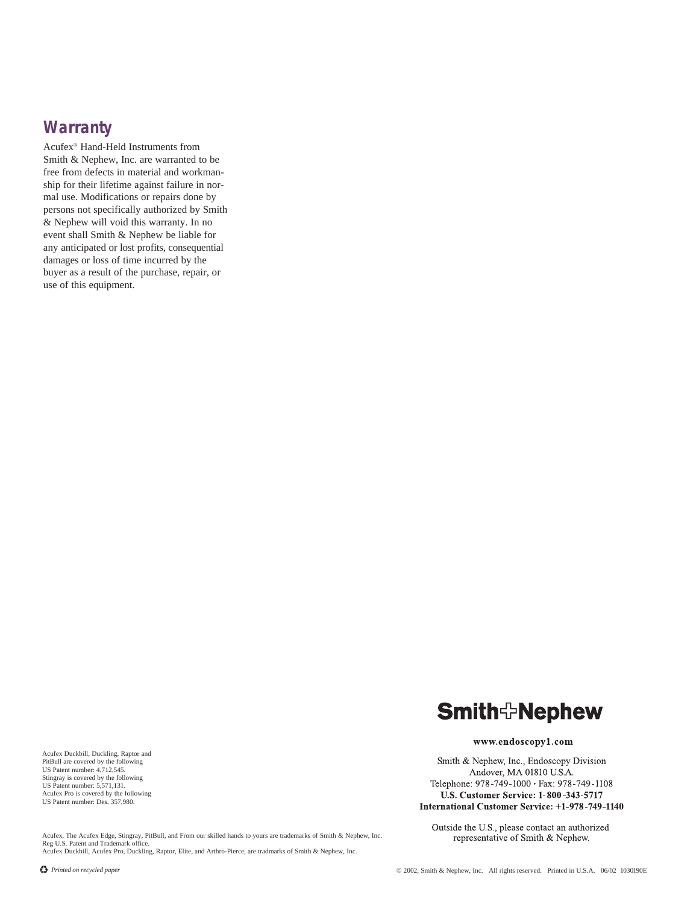## Warranty

Acufex® Hand-Held Instruments from Smith & Nephew, Inc. are warranted to be free from defects in material and workmanship for their lifetime against failure in normal use. Modifications or repairs done by persons not specifically authorized by Smith & Nephew will void this warranty. In no event shall Smith & Nephew be liable for any anticipated or lost profits, consequential damages or loss of time incurred by the buyer as a result of the purchase, repair, or use of this equipment.

Acufex Duckbill, Duckling, Raptor and PitBull are covered by the following US Patent number: 4,712,545.
Stingray is covered by the following US Patent number: 5,571,131.
Acufex Pro is covered by the following US Patent number: Des. 357,980.

Acufex, The Acufex Edge, Stingray, PitBull, and From our skilled hands to yours are trademarks of Smith & Nephew, Inc. Reg U.S. Patent and Trademark office.
Acufex Duckbill, Acufex Pro, Duckling, Raptor, Elite, and Arthro-Pierce, are tradmarks of Smith & Nephew, Inc.

*Printed on recycled paper*

**Smith+Nephew**

www.endoscopy1.com

Smith & Nephew, Inc., Endoscopy Division
Andover, MA 01810 U.S.A.
Telephone: 978-749-1000 • Fax: 978-749-1108
**U.S. Customer Service: 1-800-343-5717**
**International Customer Service: +1-978-749-1140**

Outside the U.S., please contact an authorized representative of Smith & Nephew.

© 2002, Smith & Nephew, Inc. All rights reserved. Printed in U.S.A. 06/02 1030190E